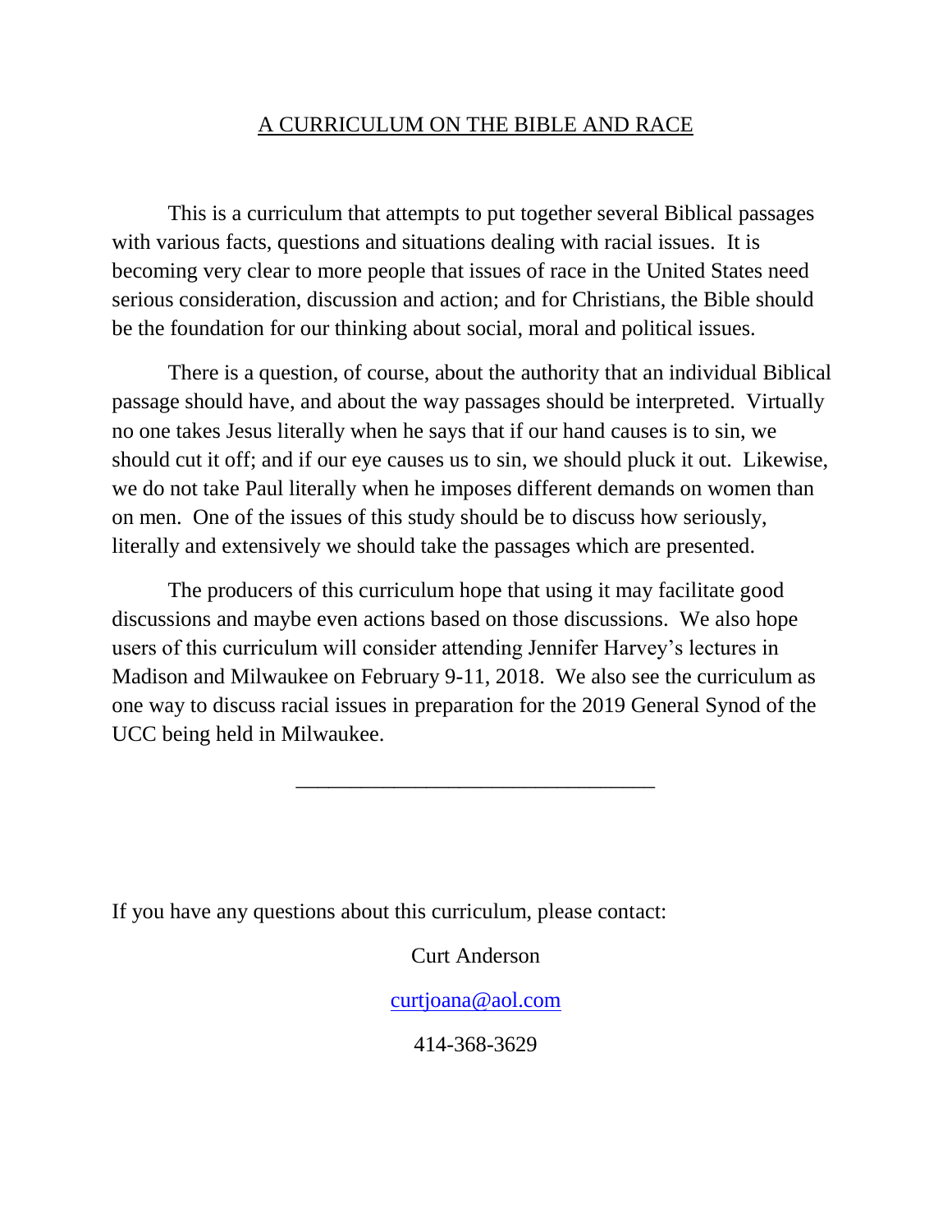# A CURRICULUM ON THE BIBLE AND RACE

This is a curriculum that attempts to put together several Biblical passages with various facts, questions and situations dealing with racial issues. It is becoming very clear to more people that issues of race in the United States need serious consideration, discussion and action; and for Christians, the Bible should be the foundation for our thinking about social, moral and political issues.

There is a question, of course, about the authority that an individual Biblical passage should have, and about the way passages should be interpreted. Virtually no one takes Jesus literally when he says that if our hand causes is to sin, we should cut it off; and if our eye causes us to sin, we should pluck it out. Likewise, we do not take Paul literally when he imposes different demands on women than on men. One of the issues of this study should be to discuss how seriously, literally and extensively we should take the passages which are presented.

The producers of this curriculum hope that using it may facilitate good discussions and maybe even actions based on those discussions. We also hope users of this curriculum will consider attending Jennifer Harvey's lectures in Madison and Milwaukee on February 9-11, 2018. We also see the curriculum as one way to discuss racial issues in preparation for the 2019 General Synod of the UCC being held in Milwaukee.

---

If you have any questions about this curriculum, please contact:

Curt Anderson

curtjoana@aol.com

414-368-3629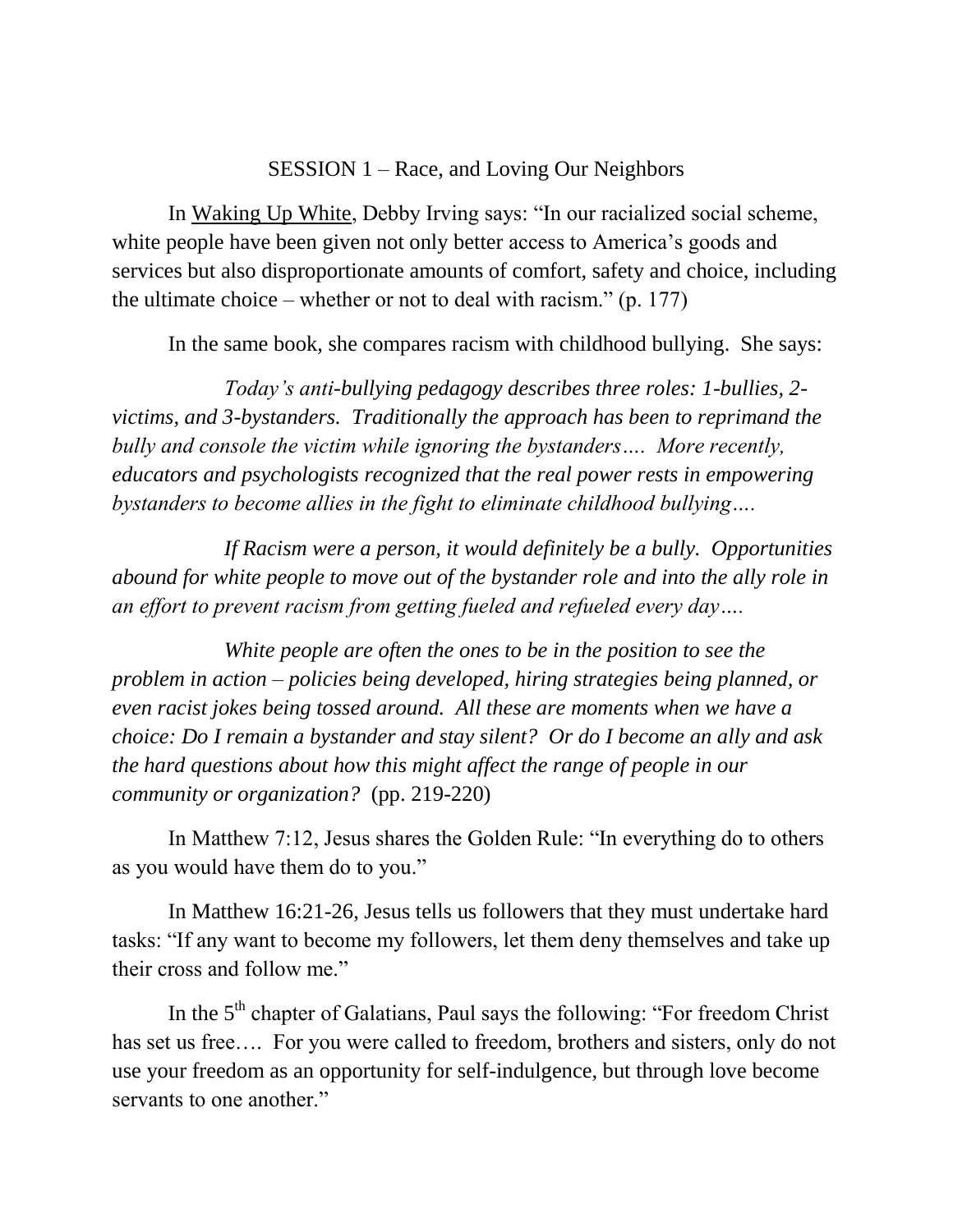## SESSION 1 – Race, and Loving Our Neighbors

In Waking Up White, Debby Irving says: "In our racialized social scheme, white people have been given not only better access to America's goods and services but also disproportionate amounts of comfort, safety and choice, including the ultimate choice – whether or not to deal with racism." (p. 177)

In the same book, she compares racism with childhood bullying. She says:

> *Today's anti-bullying pedagogy describes three roles: 1-bullies, 2-victims, and 3-bystanders. Traditionally the approach has been to reprimand the bully and console the victim while ignoring the bystanders…. More recently, educators and psychologists recognized that the real power rests in empowering bystanders to become allies in the fight to eliminate childhood bullying….*
>
> *If Racism were a person, it would definitely be a bully. Opportunities abound for white people to move out of the bystander role and into the ally role in an effort to prevent racism from getting fueled and refueled every day….*
>
> *White people are often the ones to be in the position to see the problem in action – policies being developed, hiring strategies being planned, or even racist jokes being tossed around. All these are moments when we have a choice: Do I remain a bystander and stay silent? Or do I become an ally and ask the hard questions about how this might affect the range of people in our community or organization?* (pp. 219-220)

In Matthew 7:12, Jesus shares the Golden Rule: "In everything do to others as you would have them do to you."

In Matthew 16:21-26, Jesus tells us followers that they must undertake hard tasks: "If any want to become my followers, let them deny themselves and take up their cross and follow me."

In the 5th chapter of Galatians, Paul says the following: "For freedom Christ has set us free…. For you were called to freedom, brothers and sisters, only do not use your freedom as an opportunity for self-indulgence, but through love become servants to one another."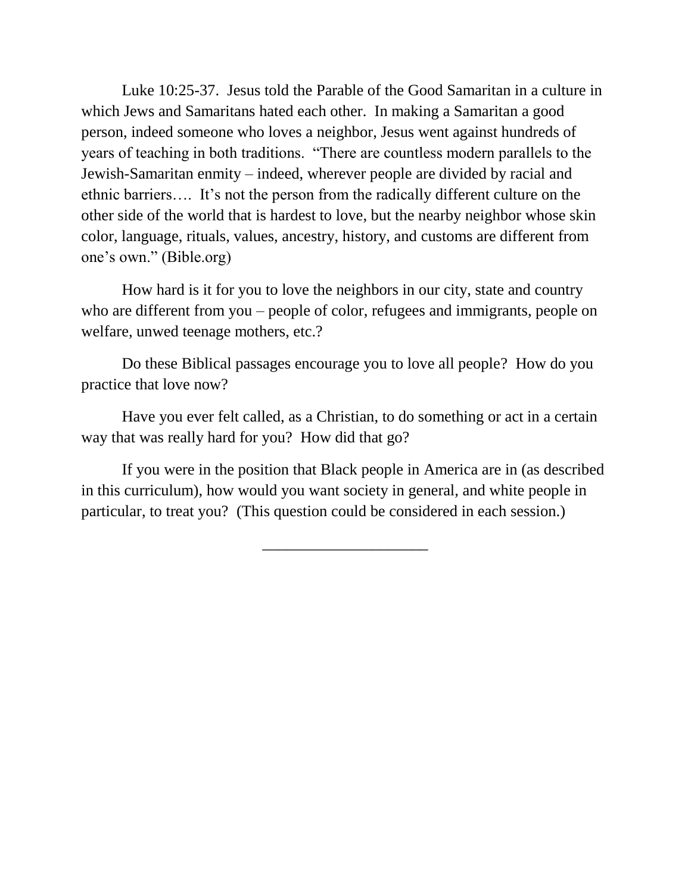Luke 10:25-37. Jesus told the Parable of the Good Samaritan in a culture in which Jews and Samaritans hated each other. In making a Samaritan a good person, indeed someone who loves a neighbor, Jesus went against hundreds of years of teaching in both traditions. "There are countless modern parallels to the Jewish-Samaritan enmity – indeed, wherever people are divided by racial and ethnic barriers…. It's not the person from the radically different culture on the other side of the world that is hardest to love, but the nearby neighbor whose skin color, language, rituals, values, ancestry, history, and customs are different from one's own." (Bible.org)

How hard is it for you to love the neighbors in our city, state and country who are different from you – people of color, refugees and immigrants, people on welfare, unwed teenage mothers, etc.?

Do these Biblical passages encourage you to love all people? How do you practice that love now?

Have you ever felt called, as a Christian, to do something or act in a certain way that was really hard for you? How did that go?

If you were in the position that Black people in America are in (as described in this curriculum), how would you want society in general, and white people in particular, to treat you? (This question could be considered in each session.)

---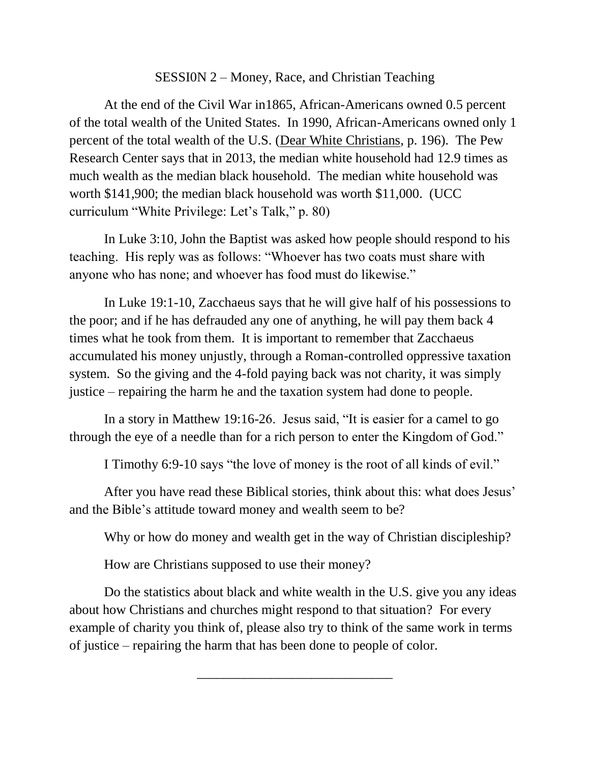## SESSI0N 2 – Money, Race, and Christian Teaching

At the end of the Civil War in1865, African-Americans owned 0.5 percent of the total wealth of the United States. In 1990, African-Americans owned only 1 percent of the total wealth of the U.S. (<u>Dear White Christians</u>, p. 196). The Pew Research Center says that in 2013, the median white household had 12.9 times as much wealth as the median black household. The median white household was worth $141,900; the median black household was worth $11,000. (UCC curriculum "White Privilege: Let's Talk," p. 80)

In Luke 3:10, John the Baptist was asked how people should respond to his teaching. His reply was as follows: "Whoever has two coats must share with anyone who has none; and whoever has food must do likewise."

In Luke 19:1-10, Zacchaeus says that he will give half of his possessions to the poor; and if he has defrauded any one of anything, he will pay them back 4 times what he took from them. It is important to remember that Zacchaeus accumulated his money unjustly, through a Roman-controlled oppressive taxation system. So the giving and the 4-fold paying back was not charity, it was simply justice – repairing the harm he and the taxation system had done to people.

In a story in Matthew 19:16-26. Jesus said, "It is easier for a camel to go through the eye of a needle than for a rich person to enter the Kingdom of God."

I Timothy 6:9-10 says "the love of money is the root of all kinds of evil."

After you have read these Biblical stories, think about this: what does Jesus' and the Bible's attitude toward money and wealth seem to be?

Why or how do money and wealth get in the way of Christian discipleship?

How are Christians supposed to use their money?

Do the statistics about black and white wealth in the U.S. give you any ideas about how Christians and churches might respond to that situation? For every example of charity you think of, please also try to think of the same work in terms of justice – repairing the harm that has been done to people of color.

---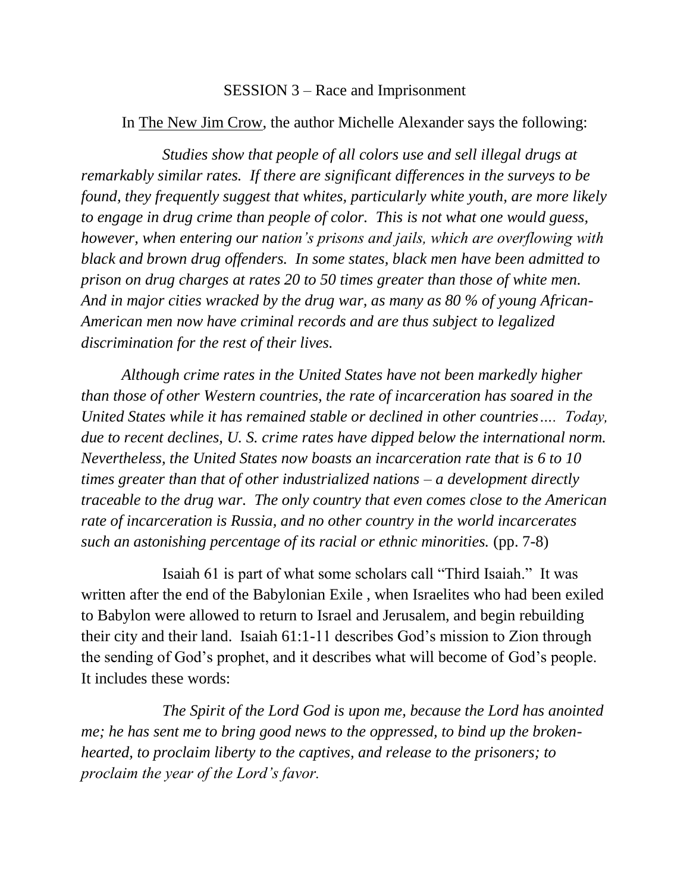## SESSION 3 – Race and Imprisonment

In The New Jim Crow, the author Michelle Alexander says the following:

*Studies show that people of all colors use and sell illegal drugs at remarkably similar rates. If there are significant differences in the surveys to be found, they frequently suggest that whites, particularly white youth, are more likely to engage in drug crime than people of color. This is not what one would guess, however, when entering our nation's prisons and jails, which are overflowing with black and brown drug offenders. In some states, black men have been admitted to prison on drug charges at rates 20 to 50 times greater than those of white men. And in major cities wracked by the drug war, as many as 80 % of young African-American men now have criminal records and are thus subject to legalized discrimination for the rest of their lives.*

*Although crime rates in the United States have not been markedly higher than those of other Western countries, the rate of incarceration has soared in the United States while it has remained stable or declined in other countries…. Today, due to recent declines, U. S. crime rates have dipped below the international norm. Nevertheless, the United States now boasts an incarceration rate that is 6 to 10 times greater than that of other industrialized nations – a development directly traceable to the drug war. The only country that even comes close to the American rate of incarceration is Russia, and no other country in the world incarcerates such an astonishing percentage of its racial or ethnic minorities.* (pp. 7-8)

Isaiah 61 is part of what some scholars call "Third Isaiah." It was written after the end of the Babylonian Exile , when Israelites who had been exiled to Babylon were allowed to return to Israel and Jerusalem, and begin rebuilding their city and their land. Isaiah 61:1-11 describes God's mission to Zion through the sending of God's prophet, and it describes what will become of God's people. It includes these words:

*The Spirit of the Lord God is upon me, because the Lord has anointed me; he has sent me to bring good news to the oppressed, to bind up the broken-hearted, to proclaim liberty to the captives, and release to the prisoners; to proclaim the year of the Lord's favor.*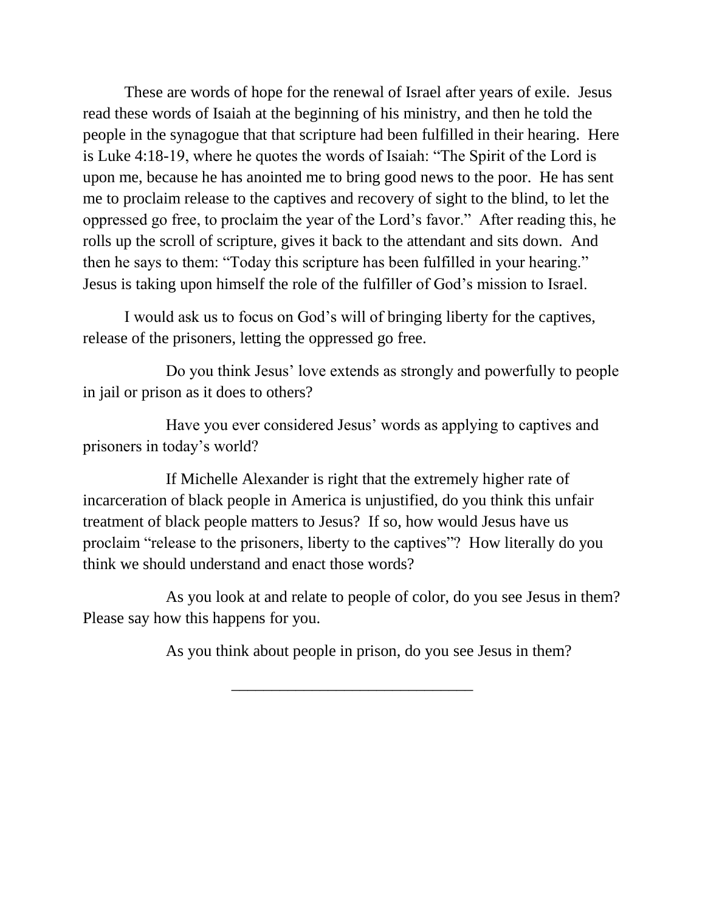These are words of hope for the renewal of Israel after years of exile. Jesus read these words of Isaiah at the beginning of his ministry, and then he told the people in the synagogue that that scripture had been fulfilled in their hearing. Here is Luke 4:18-19, where he quotes the words of Isaiah: "The Spirit of the Lord is upon me, because he has anointed me to bring good news to the poor. He has sent me to proclaim release to the captives and recovery of sight to the blind, to let the oppressed go free, to proclaim the year of the Lord's favor." After reading this, he rolls up the scroll of scripture, gives it back to the attendant and sits down. And then he says to them: "Today this scripture has been fulfilled in your hearing." Jesus is taking upon himself the role of the fulfiller of God's mission to Israel.

I would ask us to focus on God's will of bringing liberty for the captives, release of the prisoners, letting the oppressed go free.

Do you think Jesus' love extends as strongly and powerfully to people in jail or prison as it does to others?

Have you ever considered Jesus' words as applying to captives and prisoners in today's world?

If Michelle Alexander is right that the extremely higher rate of incarceration of black people in America is unjustified, do you think this unfair treatment of black people matters to Jesus? If so, how would Jesus have us proclaim "release to the prisoners, liberty to the captives"? How literally do you think we should understand and enact those words?

As you look at and relate to people of color, do you see Jesus in them? Please say how this happens for you.

As you think about people in prison, do you see Jesus in them?

---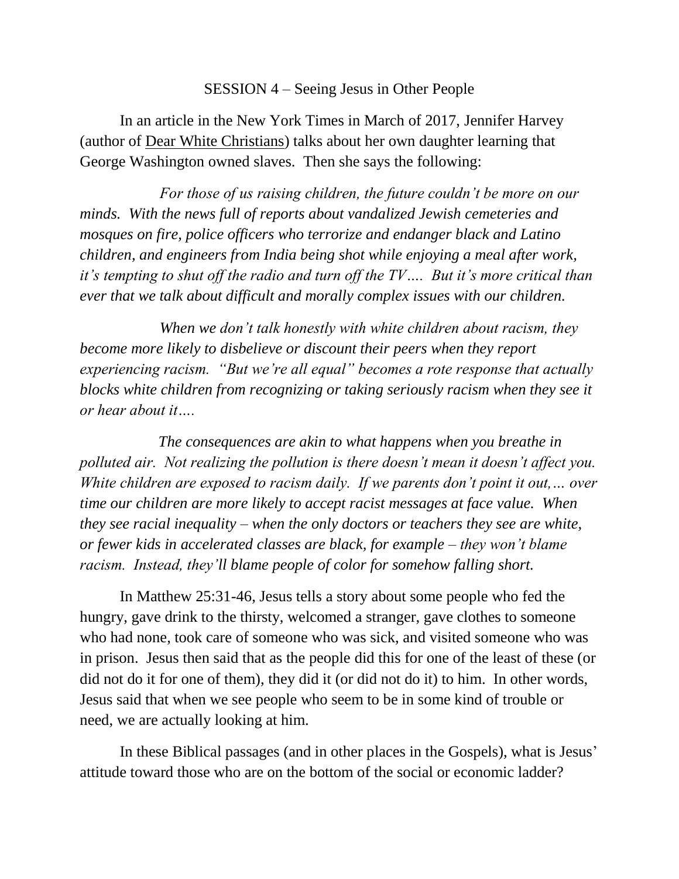## SESSION 4 – Seeing Jesus in Other People

In an article in the New York Times in March of 2017, Jennifer Harvey (author of Dear White Christians) talks about her own daughter learning that George Washington owned slaves. Then she says the following:

*For those of us raising children, the future couldn't be more on our minds. With the news full of reports about vandalized Jewish cemeteries and mosques on fire, police officers who terrorize and endanger black and Latino children, and engineers from India being shot while enjoying a meal after work, it's tempting to shut off the radio and turn off the TV…. But it's more critical than ever that we talk about difficult and morally complex issues with our children.*

*When we don't talk honestly with white children about racism, they become more likely to disbelieve or discount their peers when they report experiencing racism. "But we're all equal" becomes a rote response that actually blocks white children from recognizing or taking seriously racism when they see it or hear about it….*

*The consequences are akin to what happens when you breathe in polluted air. Not realizing the pollution is there doesn't mean it doesn't affect you. White children are exposed to racism daily. If we parents don't point it out,… over time our children are more likely to accept racist messages at face value. When they see racial inequality – when the only doctors or teachers they see are white, or fewer kids in accelerated classes are black, for example – they won't blame racism. Instead, they'll blame people of color for somehow falling short.*

In Matthew 25:31-46, Jesus tells a story about some people who fed the hungry, gave drink to the thirsty, welcomed a stranger, gave clothes to someone who had none, took care of someone who was sick, and visited someone who was in prison. Jesus then said that as the people did this for one of the least of these (or did not do it for one of them), they did it (or did not do it) to him. In other words, Jesus said that when we see people who seem to be in some kind of trouble or need, we are actually looking at him.

In these Biblical passages (and in other places in the Gospels), what is Jesus' attitude toward those who are on the bottom of the social or economic ladder?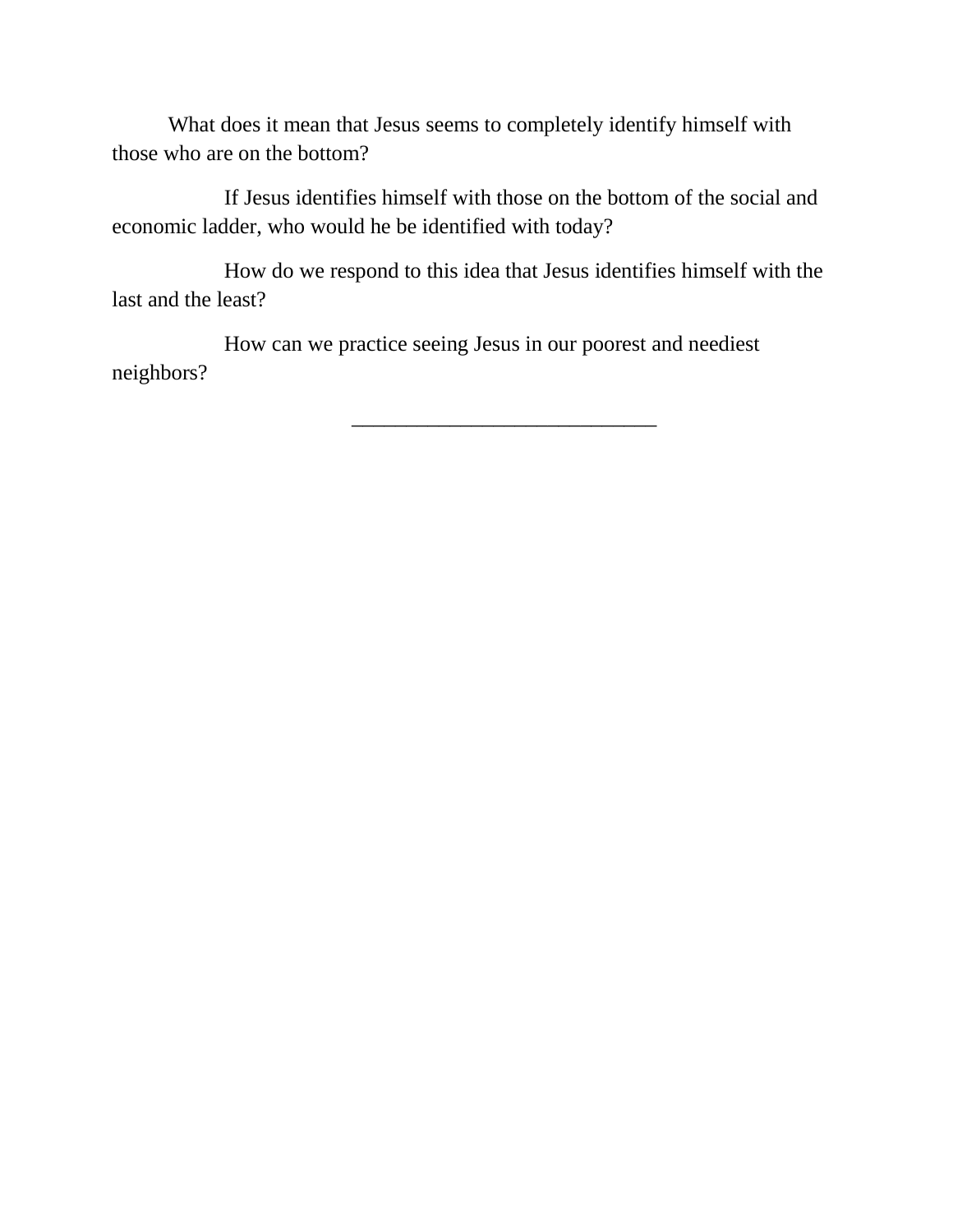What does it mean that Jesus seems to completely identify himself with those who are on the bottom?

If Jesus identifies himself with those on the bottom of the social and economic ladder, who would he be identified with today?

How do we respond to this idea that Jesus identifies himself with the last and the least?

How can we practice seeing Jesus in our poorest and neediest neighbors?

---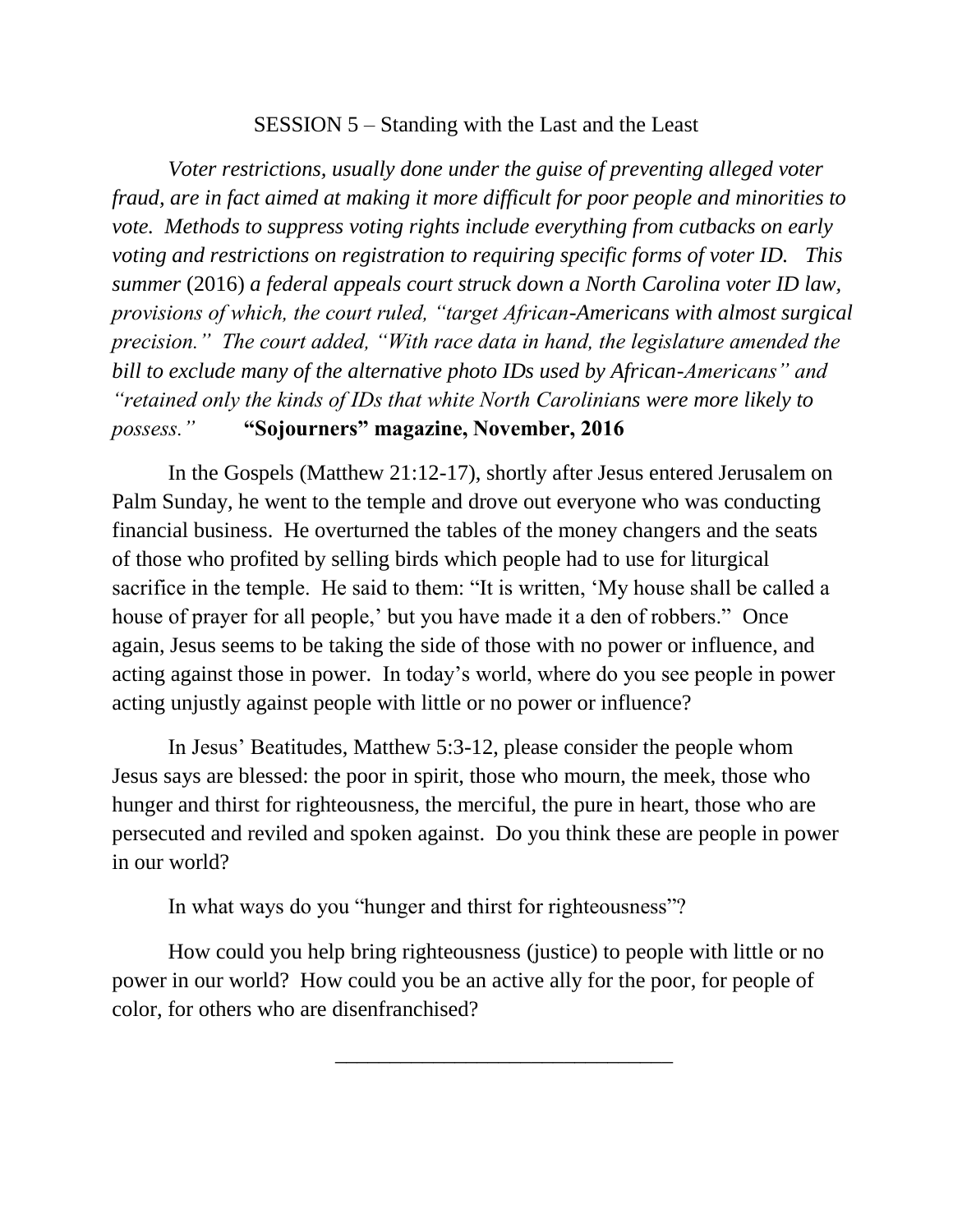## SESSION 5 – Standing with the Last and the Least

*Voter restrictions, usually done under the guise of preventing alleged voter fraud, are in fact aimed at making it more difficult for poor people and minorities to vote. Methods to suppress voting rights include everything from cutbacks on early voting and restrictions on registration to requiring specific forms of voter ID. This summer* (2016) *a federal appeals court struck down a North Carolina voter ID law, provisions of which, the court ruled, "target African-Americans with almost surgical precision." The court added, "With race data in hand, the legislature amended the bill to exclude many of the alternative photo IDs used by African-Americans" and "retained only the kinds of IDs that white North Carolinians were more likely to possess."* **"Sojourners" magazine, November, 2016**

In the Gospels (Matthew 21:12-17), shortly after Jesus entered Jerusalem on Palm Sunday, he went to the temple and drove out everyone who was conducting financial business. He overturned the tables of the money changers and the seats of those who profited by selling birds which people had to use for liturgical sacrifice in the temple. He said to them: "It is written, 'My house shall be called a house of prayer for all people,' but you have made it a den of robbers." Once again, Jesus seems to be taking the side of those with no power or influence, and acting against those in power. In today's world, where do you see people in power acting unjustly against people with little or no power or influence?

In Jesus' Beatitudes, Matthew 5:3-12, please consider the people whom Jesus says are blessed: the poor in spirit, those who mourn, the meek, those who hunger and thirst for righteousness, the merciful, the pure in heart, those who are persecuted and reviled and spoken against. Do you think these are people in power in our world?

In what ways do you "hunger and thirst for righteousness"?

How could you help bring righteousness (justice) to people with little or no power in our world? How could you be an active ally for the poor, for people of color, for others who are disenfranchised?

---